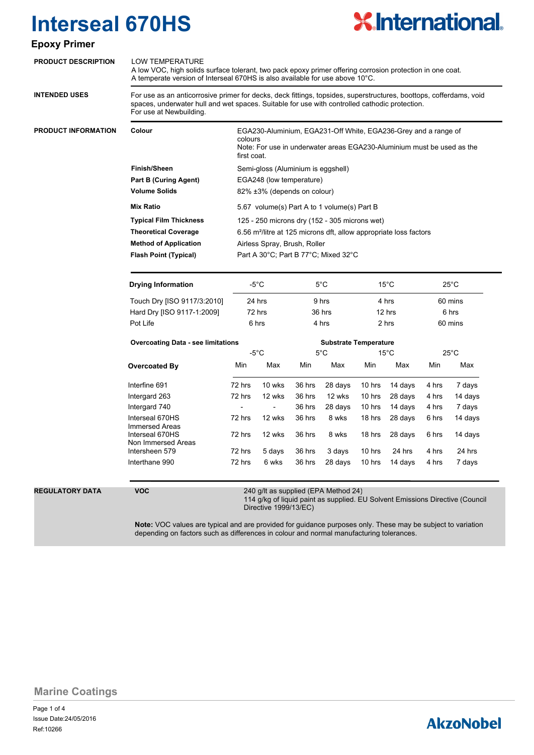# Interseal 670HS

## Epoxy Primer

**PRODUCT DESCRIPTION**

LOW TEMPERATURE
A low VOC, high solids surface tolerant, two pack epoxy primer offering corrosion protection in one coat.
A temperate version of Interseal 670HS is also available for use above 10°C.

**INTENDED USES**

For use as an anticorrosive primer for decks, deck fittings, topsides, superstructures, boottops, cofferdams, void spaces, underwater hull and wet spaces. Suitable for use with controlled cathodic protection.
For use at Newbuilding.

**PRODUCT INFORMATION**

| | |
|---|---|
| **Colour** | EGA230-Aluminium, EGA231-Off White, EGA236-Grey and a range of colours<br>Note: For use in underwater areas EGA230-Aluminium must be used as the first coat. |
| **Finish/Sheen** | Semi-gloss (Aluminium is eggshell) |
| **Part B (Curing Agent)** | EGA248 (low temperature) |
| **Volume Solids** | 82% ±3% (depends on colour) |
| **Mix Ratio** | 5.67 volume(s) Part A to 1 volume(s) Part B |
| **Typical Film Thickness** | 125 - 250 microns dry (152 - 305 microns wet) |
| **Theoretical Coverage** | 6.56 m²/litre at 125 microns dft, allow appropriate loss factors |
| **Method of Application** | Airless Spray, Brush, Roller |
| **Flash Point (Typical)** | Part A 30°C; Part B 77°C; Mixed 32°C |

| **Drying Information** | -5°C | 5°C | 15°C | 25°C |
|---|---|---|---|---|
| Touch Dry [ISO 9117/3:2010] | 24 hrs | 9 hrs | 4 hrs | 60 mins |
| Hard Dry [ISO 9117-1:2009] | 72 hrs | 36 hrs | 12 hrs | 6 hrs |
| Pot Life | 6 hrs | 4 hrs | 2 hrs | 60 mins |

**Overcoating Data - see limitations**

| | **Substrate Temperature** | | | | | | | |
|---|---|---|---|---|---|---|---|---|
| | -5°C | | 5°C | | 15°C | | 25°C | |
| **Overcoated By** | Min | Max | Min | Max | Min | Max | Min | Max |
| Interfine 691 | 72 hrs | 10 wks | 36 hrs | 28 days | 10 hrs | 14 days | 4 hrs | 7 days |
| Intergard 263 | 72 hrs | 12 wks | 36 hrs | 12 wks | 10 hrs | 28 days | 4 hrs | 14 days |
| Intergard 740 | - | - | 36 hrs | 28 days | 10 hrs | 14 days | 4 hrs | 7 days |
| Interseal 670HS Immersed Areas | 72 hrs | 12 wks | 36 hrs | 8 wks | 18 hrs | 28 days | 6 hrs | 14 days |
| Interseal 670HS Non Immersed Areas | 72 hrs | 12 wks | 36 hrs | 8 wks | 18 hrs | 28 days | 6 hrs | 14 days |
| Intersheen 579 | 72 hrs | 5 days | 36 hrs | 3 days | 10 hrs | 24 hrs | 4 hrs | 24 hrs |
| Interthane 990 | 72 hrs | 6 wks | 36 hrs | 28 days | 10 hrs | 14 days | 4 hrs | 7 days |

**REGULATORY DATA**

**VOC**

240 g/lt as supplied (EPA Method 24)
114 g/kg of liquid paint as supplied. EU Solvent Emissions Directive (Council Directive 1999/13/EC)

**Note:** VOC values are typical and are provided for guidance purposes only. These may be subject to variation depending on factors such as differences in colour and normal manufacturing tolerances.

Marine Coatings

Issue Date:24/05/2016
Ref:10266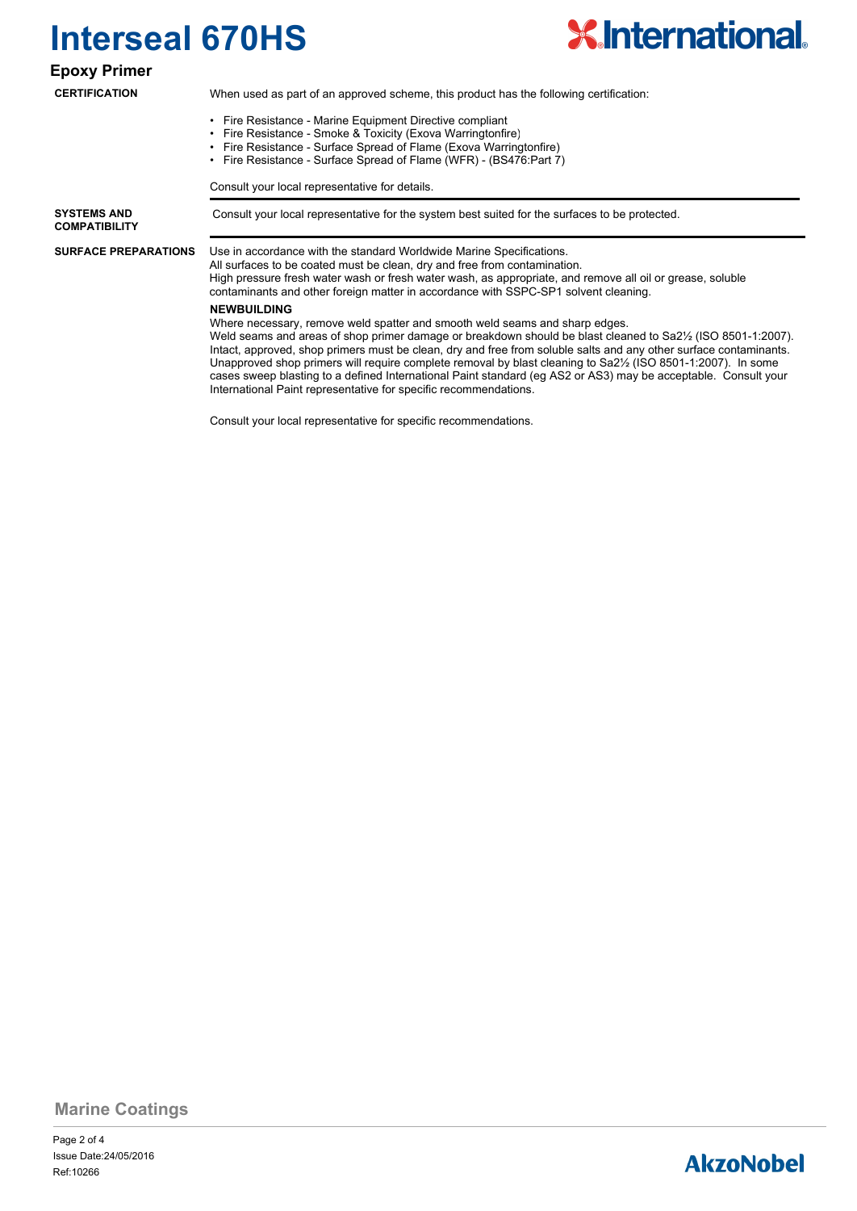# Interseal 670HS

## Epoxy Primer

**CERTIFICATION**

When used as part of an approved scheme, this product has the following certification:

- Fire Resistance - Marine Equipment Directive compliant
- Fire Resistance - Smoke & Toxicity (Exova Warringtonfire)
- Fire Resistance - Surface Spread of Flame (Exova Warringtonfire)
- Fire Resistance - Surface Spread of Flame (WFR) - (BS476:Part 7)

Consult your local representative for details.

**SYSTEMS AND COMPATIBILITY**

Consult your local representative for the system best suited for the surfaces to be protected.

**SURFACE PREPARATIONS**

Use in accordance with the standard Worldwide Marine Specifications.
All surfaces to be coated must be clean, dry and free from contamination.
High pressure fresh water wash or fresh water wash, as appropriate, and remove all oil or grease, soluble contaminants and other foreign matter in accordance with SSPC-SP1 solvent cleaning.

**NEWBUILDING**

Where necessary, remove weld spatter and smooth weld seams and sharp edges.
Weld seams and areas of shop primer damage or breakdown should be blast cleaned to Sa2½ (ISO 8501-1:2007).
Intact, approved, shop primers must be clean, dry and free from soluble salts and any other surface contaminants.
Unapproved shop primers will require complete removal by blast cleaning to Sa2½ (ISO 8501-1:2007). In some cases sweep blasting to a defined International Paint standard (eg AS2 or AS3) may be acceptable. Consult your International Paint representative for specific recommendations.

Consult your local representative for specific recommendations.

Marine Coatings

Issue Date:24/05/2016
Ref:10266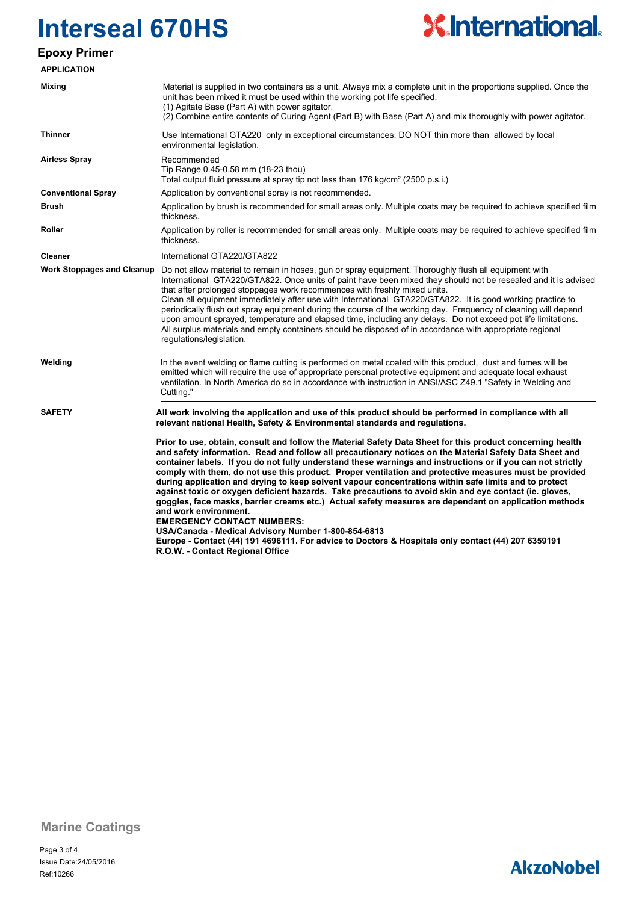# Interseal 670HS

## Epoxy Primer

### APPLICATION

| | |
|---|---|
| **Mixing** | Material is supplied in two containers as a unit. Always mix a complete unit in the proportions supplied. Once the unit has been mixed it must be used within the working pot life specified.<br>(1) Agitate Base (Part A) with power agitator.<br>(2) Combine entire contents of Curing Agent (Part B) with Base (Part A) and mix thoroughly with power agitator. |
| **Thinner** | Use International GTA220 only in exceptional circumstances. DO NOT thin more than allowed by local environmental legislation. |
| **Airless Spray** | Recommended<br>Tip Range 0.45-0.58 mm (18-23 thou)<br>Total output fluid pressure at spray tip not less than 176 kg/cm² (2500 p.s.i.) |
| **Conventional Spray** | Application by conventional spray is not recommended. |
| **Brush** | Application by brush is recommended for small areas only. Multiple coats may be required to achieve specified film thickness. |
| **Roller** | Application by roller is recommended for small areas only. Multiple coats may be required to achieve specified film thickness. |
| **Cleaner** | International GTA220/GTA822 |
| **Work Stoppages and Cleanup** | Do not allow material to remain in hoses, gun or spray equipment. Thoroughly flush all equipment with International GTA220/GTA822. Once units of paint have been mixed they should not be resealed and it is advised that after prolonged stoppages work recommences with freshly mixed units.<br>Clean all equipment immediately after use with International GTA220/GTA822. It is good working practice to periodically flush out spray equipment during the course of the working day. Frequency of cleaning will depend upon amount sprayed, temperature and elapsed time, including any delays. Do not exceed pot life limitations.<br>All surplus materials and empty containers should be disposed of in accordance with appropriate regional regulations/legislation. |
| **Welding** | In the event welding or flame cutting is performed on metal coated with this product, dust and fumes will be emitted which will require the use of appropriate personal protective equipment and adequate local exhaust ventilation. In North America do so in accordance with instruction in ANSI/ASC Z49.1 "Safety in Welding and Cutting." |

### SAFETY

**All work involving the application and use of this product should be performed in compliance with all relevant national Health, Safety & Environmental standards and regulations.**

**Prior to use, obtain, consult and follow the Material Safety Data Sheet for this product concerning health and safety information. Read and follow all precautionary notices on the Material Safety Data Sheet and container labels. If you do not fully understand these warnings and instructions or if you can not strictly comply with them, do not use this product. Proper ventilation and protective measures must be provided during application and drying to keep solvent vapour concentrations within safe limits and to protect against toxic or oxygen deficient hazards. Take precautions to avoid skin and eye contact (ie. gloves, goggles, face masks, barrier creams etc.) Actual safety measures are dependant on application methods and work environment.**
**EMERGENCY CONTACT NUMBERS:**
**USA/Canada - Medical Advisory Number 1-800-854-6813**
**Europe - Contact (44) 191 4696111. For advice to Doctors & Hospitals only contact (44) 207 6359191**
**R.O.W. - Contact Regional Office**

Marine Coatings

Issue Date:24/05/2016
Ref:10266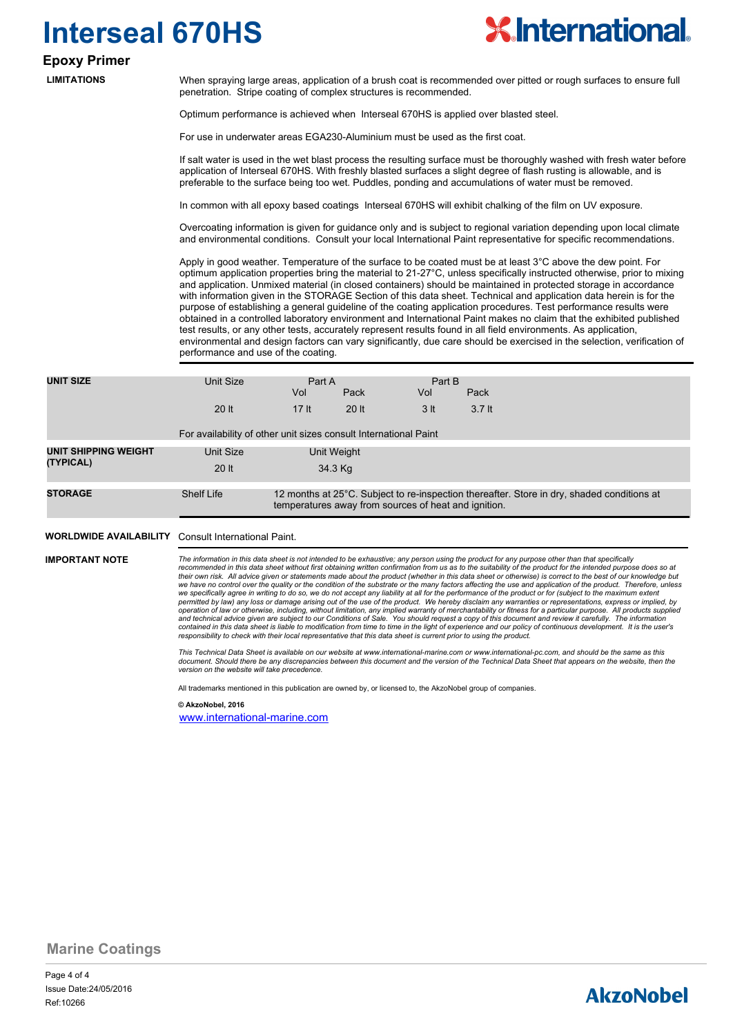# Interseal 670HS

## Epoxy Primer

**LIMITATIONS**

When spraying large areas, application of a brush coat is recommended over pitted or rough surfaces to ensure full penetration. Stripe coating of complex structures is recommended.

Optimum performance is achieved when Interseal 670HS is applied over blasted steel.

For use in underwater areas EGA230-Aluminium must be used as the first coat.

If salt water is used in the wet blast process the resulting surface must be thoroughly washed with fresh water before application of Interseal 670HS. With freshly blasted surfaces a slight degree of flash rusting is allowable, and is preferable to the surface being too wet. Puddles, ponding and accumulations of water must be removed.

In common with all epoxy based coatings Interseal 670HS will exhibit chalking of the film on UV exposure.

Overcoating information is given for guidance only and is subject to regional variation depending upon local climate and environmental conditions. Consult your local International Paint representative for specific recommendations.

Apply in good weather. Temperature of the surface to be coated must be at least 3°C above the dew point. For optimum application properties bring the material to 21-27°C, unless specifically instructed otherwise, prior to mixing and application. Unmixed material (in closed containers) should be maintained in protected storage in accordance with information given in the STORAGE Section of this data sheet. Technical and application data herein is for the purpose of establishing a general guideline of the coating application procedures. Test performance results were obtained in a controlled laboratory environment and International Paint makes no claim that the exhibited published test results, or any other tests, accurately represent results found in all field environments. As application, environmental and design factors can vary significantly, due care should be exercised in the selection, verification of performance and use of the coating.

**UNIT SIZE**

| Unit Size | Part A | | Part B | |
|---|---|---|---|---|
| | Vol | Pack | Vol | Pack |
| 20 lt | 17 lt | 20 lt | 3 lt | 3.7 lt |

For availability of other unit sizes consult International Paint

**UNIT SHIPPING WEIGHT (TYPICAL)**

| Unit Size | Unit Weight |
|---|---|
| 20 lt | 34.3 Kg |

**STORAGE**

| | |
|---|---|
| Shelf Life | 12 months at 25°C. Subject to re-inspection thereafter. Store in dry, shaded conditions at temperatures away from sources of heat and ignition. |

**WORLDWIDE AVAILABILITY** Consult International Paint.

**IMPORTANT NOTE**

*The information in this data sheet is not intended to be exhaustive; any person using the product for any purpose other than that specifically recommended in this data sheet without first obtaining written confirmation from us as to the suitability of the product for the intended purpose does so at their own risk. All advice given or statements made about the product (whether in this data sheet or otherwise) is correct to the best of our knowledge but we have no control over the quality or the condition of the substrate or the many factors affecting the use and application of the product. Therefore, unless we specifically agree in writing to do so, we do not accept any liability at all for the performance of the product or for (subject to the maximum extent permitted by law) any loss or damage arising out of the use of the product. We hereby disclaim any warranties or representations, express or implied, by operation of law or otherwise, including, without limitation, any implied warranty of merchantability or fitness for a particular purpose. All products supplied and technical advice given are subject to our Conditions of Sale. You should request a copy of this document and review it carefully. The information contained in this data sheet is liable to modification from time to time in the light of experience and our policy of continuous development. It is the user's responsibility to check with their local representative that this data sheet is current prior to using the product.*

*This Technical Data Sheet is available on our website at www.international-marine.com or www.international-pc.com, and should be the same as this document. Should there be any discrepancies between this document and the version of the Technical Data Sheet that appears on the website, then the version on the website will take precedence.*

All trademarks mentioned in this publication are owned by, or licensed to, the AkzoNobel group of companies.

**© AkzoNobel, 2016**

www.international-marine.com

Marine Coatings

Issue Date:24/05/2016
Ref:10266